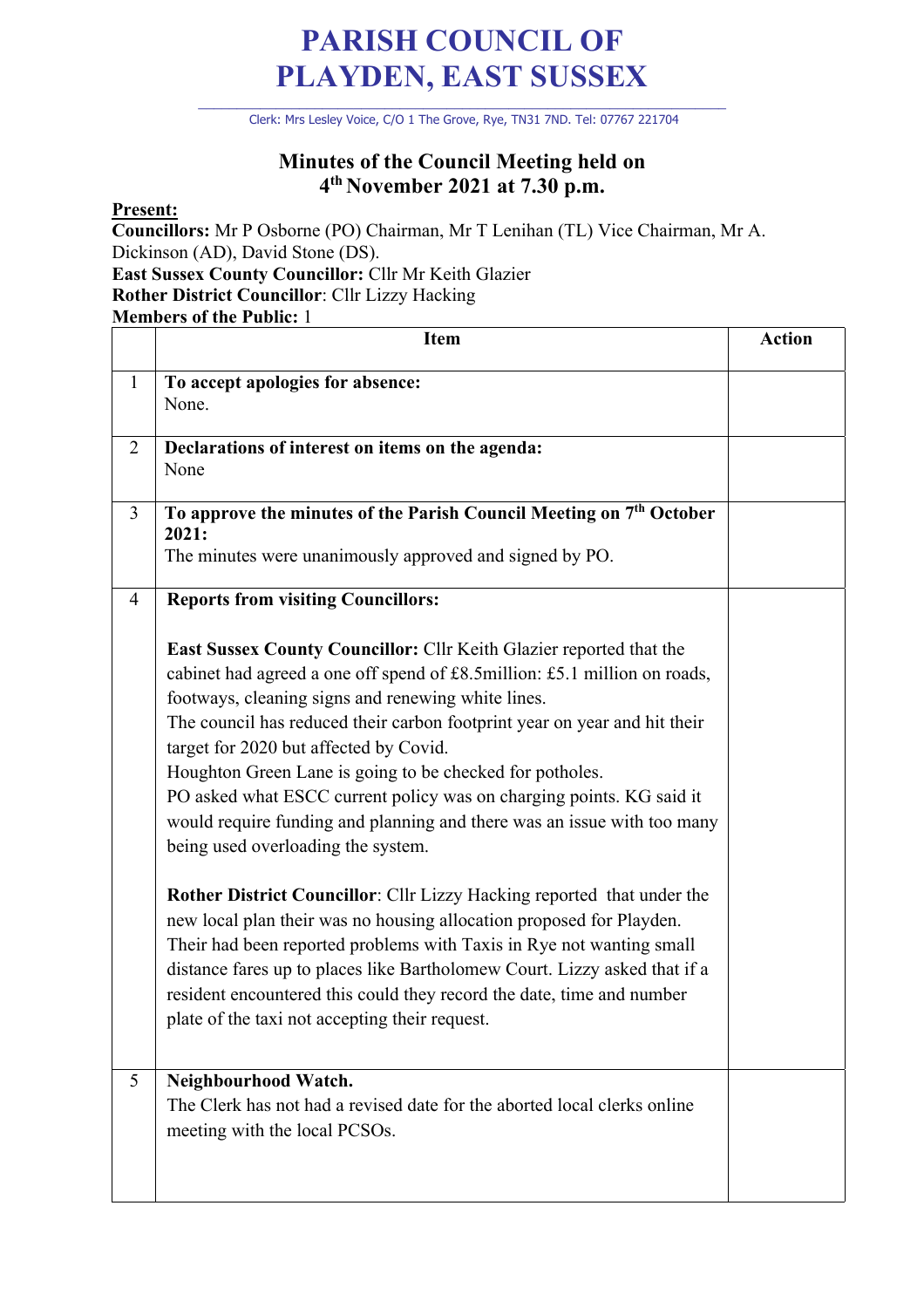# PARISH COUNCIL OF PLAYDEN, EAST SUSSEX

Clerk: Mrs Lesley Voice, C/O 1 The Grove, Rye, TN31 7ND. Tel: 07767 221704

## Minutes of the Council Meeting held on 4th November 2021 at 7.30 p.m.

**Present:**

**Councillors:** Mr P Osborne (PO) Chairman, Mr T Lenihan (TL) Vice Chairman, Mr A. Dickinson (AD), David Stone (DS).

**East Sussex County Councillor:** Cllr Mr Keith Glazier

**Rother District Councillor**: Cllr Lizzy Hacking

**Members of the Public:** 1

| | Item | Action |
|---|---|---|
| 1 | **To accept apologies for absence:**<br>None. | |
| 2 | **Declarations of interest on items on the agenda:**<br>None | |
| 3 | **To approve the minutes of the Parish Council Meeting on 7th October 2021:**<br>The minutes were unanimously approved and signed by PO. | |
| 4 | **Reports from visiting Councillors:**<br><br>**East Sussex County Councillor:** Cllr Keith Glazier reported that the cabinet had agreed a one off spend of £8.5million: £5.1 million on roads, footways, cleaning signs and renewing white lines.<br>The council has reduced their carbon footprint year on year and hit their target for 2020 but affected by Covid.<br>Houghton Green Lane is going to be checked for potholes.<br>PO asked what ESCC current policy was on charging points. KG said it would require funding and planning and there was an issue with too many being used overloading the system.<br><br>**Rother District Councillor**: Cllr Lizzy Hacking reported that under the new local plan their was no housing allocation proposed for Playden. Their had been reported problems with Taxis in Rye not wanting small distance fares up to places like Bartholomew Court. Lizzy asked that if a resident encountered this could they record the date, time and number plate of the taxi not accepting their request. | |
| 5 | **Neighbourhood Watch.**<br>The Clerk has not had a revised date for the aborted local clerks online meeting with the local PCSOs. | |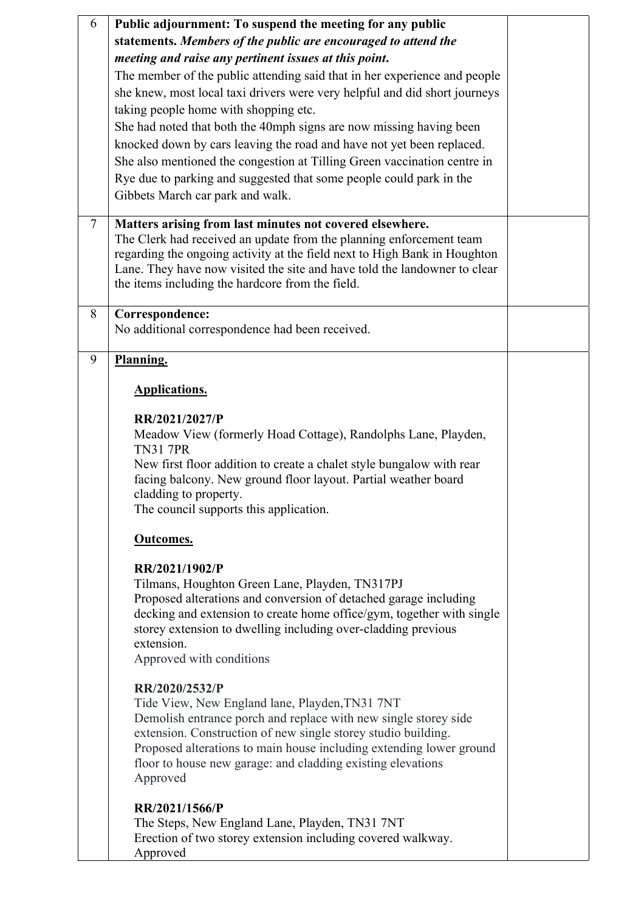| | | |
|---|---|---|
| 6 | **Public adjournment: To suspend the meeting for any public statements.** ***Members of the public are encouraged to attend the meeting and raise any pertinent issues at this point.***<br>The member of the public attending said that in her experience and people she knew, most local taxi drivers were very helpful and did short journeys taking people home with shopping etc.<br>She had noted that both the 40mph signs are now missing having been knocked down by cars leaving the road and have not yet been replaced.<br>She also mentioned the congestion at Tilling Green vaccination centre in Rye due to parking and suggested that some people could park in the Gibbets March car park and walk. | |
| 7 | **Matters arising from last minutes not covered elsewhere.**<br>The Clerk had received an update from the planning enforcement team regarding the ongoing activity at the field next to High Bank in Houghton Lane. They have now visited the site and have told the landowner to clear the items including the hardcore from the field. | |
| 8 | **Correspondence:**<br>No additional correspondence had been received. | |
| 9 | **<u>Planning.</u>**<br><br>**<u>Applications.</u>**<br><br>**RR/2021/2027/P**<br>Meadow View (formerly Hoad Cottage), Randolphs Lane, Playden, TN31 7PR<br>New first floor addition to create a chalet style bungalow with rear facing balcony. New ground floor layout. Partial weather board cladding to property.<br>The council supports this application.<br><br>**<u>Outcomes.</u>**<br><br>**RR/2021/1902/P**<br>Tilmans, Houghton Green Lane, Playden, TN317PJ<br>Proposed alterations and conversion of detached garage including decking and extension to create home office/gym, together with single storey extension to dwelling including over-cladding previous extension.<br>Approved with conditions<br><br>**RR/2020/2532/P**<br>Tide View, New England lane, Playden,TN31 7NT<br>Demolish entrance porch and replace with new single storey side extension. Construction of new single storey studio building. Proposed alterations to main house including extending lower ground floor to house new garage: and cladding existing elevations<br>Approved<br><br>**RR/2021/1566/P**<br>The Steps, New England Lane, Playden, TN31 7NT<br>Erection of two storey extension including covered walkway.<br>Approved | |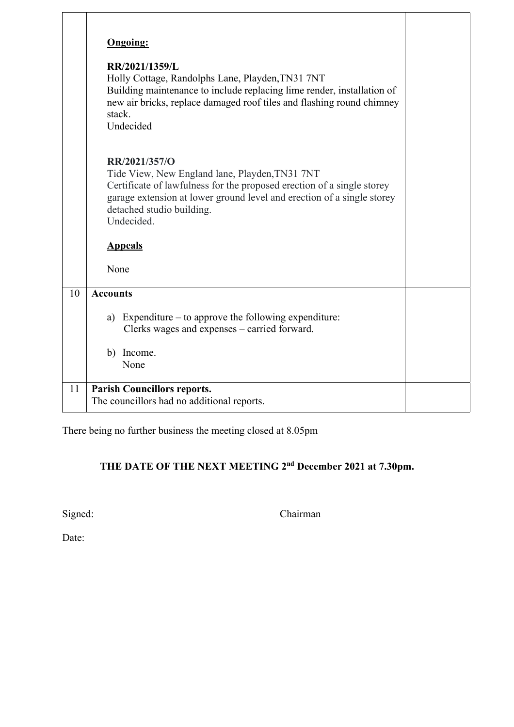| | | |
|---|---|---|
| | **Ongoing:**<br><br>**RR/2021/1359/L**<br>Holly Cottage, Randolphs Lane, Playden,TN31 7NT<br>Building maintenance to include replacing lime render, installation of new air bricks, replace damaged roof tiles and flashing round chimney stack.<br>Undecided<br><br>**RR/2021/357/O**<br>Tide View, New England lane, Playden,TN31 7NT<br>Certificate of lawfulness for the proposed erection of a single storey garage extension at lower ground level and erection of a single storey detached studio building.<br>Undecided.<br><br>**Appeals**<br><br>None | |
| 10 | **Accounts**<br><br>a) Expenditure – to approve the following expenditure:<br>Clerks wages and expenses – carried forward.<br><br>b) Income.<br>None | |
| 11 | **Parish Councillors reports.**<br>The councillors had no additional reports. | |

There being no further business the meeting closed at 8.05pm

**THE DATE OF THE NEXT MEETING 2nd December 2021 at 7.30pm.**

Signed: Chairman

Date: